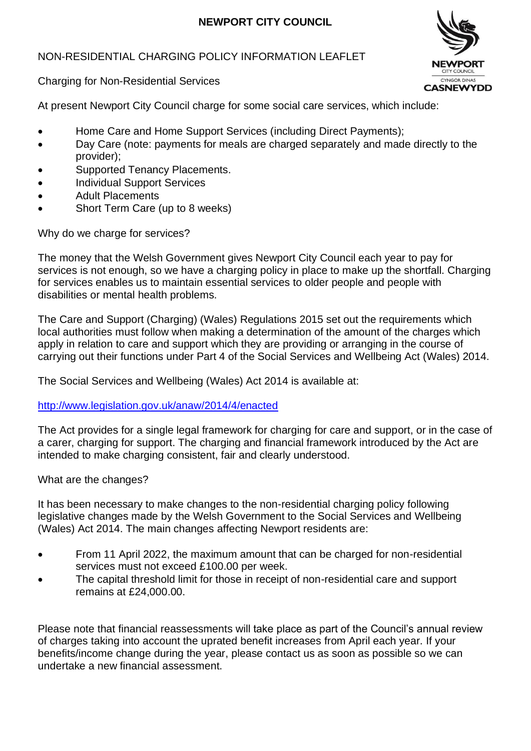# NEWPORT CITY COUNCIL

## NON-RESIDENTIAL CHARGING POLICY INFORMATION LEAFLET

### Charging for Non-Residential Services

At present Newport City Council charge for some social care services, which include:

- Home Care and Home Support Services (including Direct Payments);
- Day Care (note: payments for meals are charged separately and made directly to the provider);
- Supported Tenancy Placements.
- Individual Support Services
- Adult Placements
- Short Term Care (up to 8 weeks)

### Why do we charge for services?

The money that the Welsh Government gives Newport City Council each year to pay for services is not enough, so we have a charging policy in place to make up the shortfall. Charging for services enables us to maintain essential services to older people and people with disabilities or mental health problems.

The Care and Support (Charging) (Wales) Regulations 2015 set out the requirements which local authorities must follow when making a determination of the amount of the charges which apply in relation to care and support which they are providing or arranging in the course of carrying out their functions under Part 4 of the Social Services and Wellbeing Act (Wales) 2014.

The Social Services and Wellbeing (Wales) Act 2014 is available at:

http://www.legislation.gov.uk/anaw/2014/4/enacted

The Act provides for a single legal framework for charging for care and support, or in the case of a carer, charging for support. The charging and financial framework introduced by the Act are intended to make charging consistent, fair and clearly understood.

### What are the changes?

It has been necessary to make changes to the non-residential charging policy following legislative changes made by the Welsh Government to the Social Services and Wellbeing (Wales) Act 2014. The main changes affecting Newport residents are:

- From 11 April 2022, the maximum amount that can be charged for non-residential services must not exceed £100.00 per week.
- The capital threshold limit for those in receipt of non-residential care and support remains at £24,000.00.

Please note that financial reassessments will take place as part of the Council's annual review of charges taking into account the uprated benefit increases from April each year. If your benefits/income change during the year, please contact us as soon as possible so we can undertake a new financial assessment.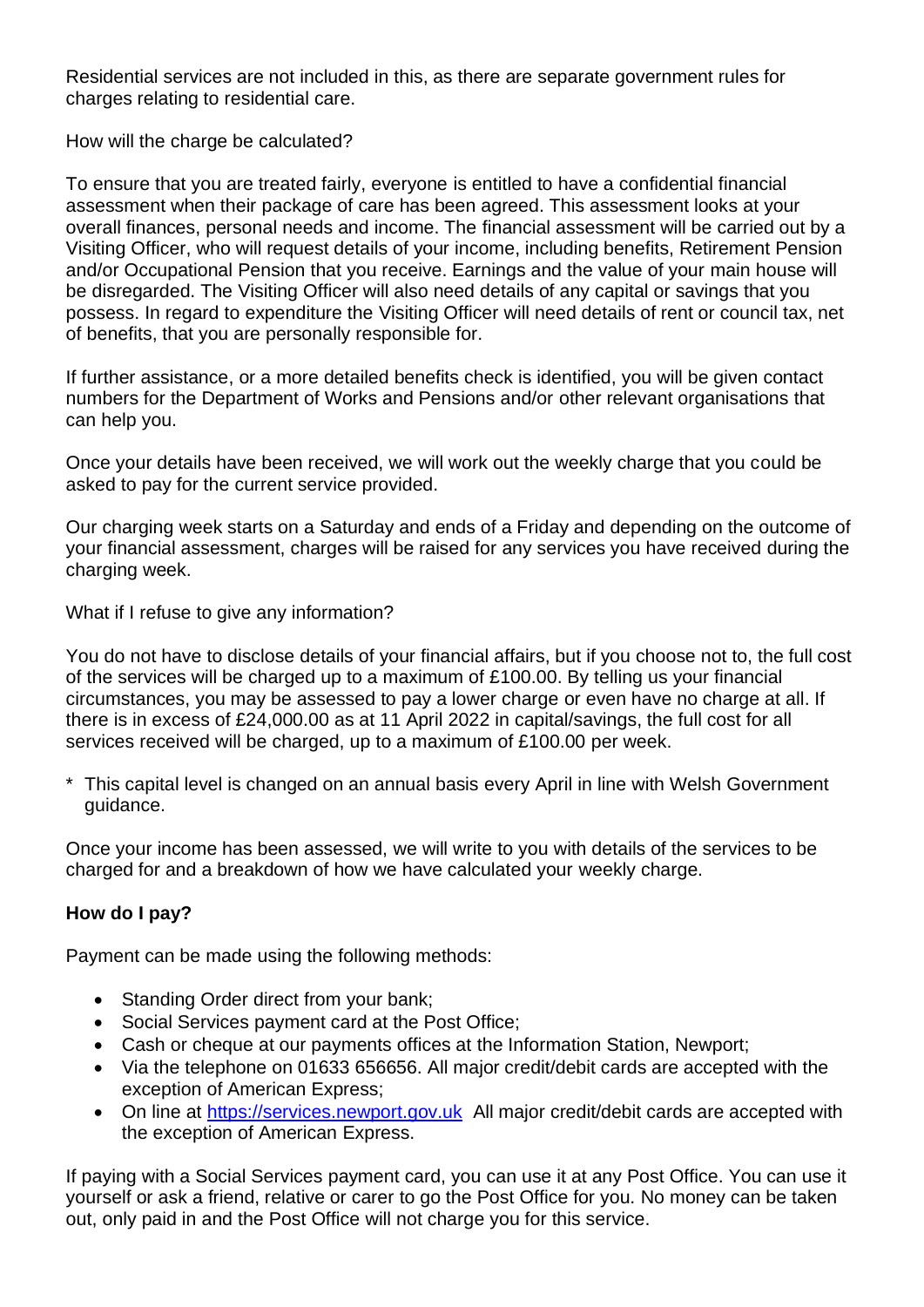Residential services are not included in this, as there are separate government rules for charges relating to residential care.

How will the charge be calculated?

To ensure that you are treated fairly, everyone is entitled to have a confidential financial assessment when their package of care has been agreed. This assessment looks at your overall finances, personal needs and income. The financial assessment will be carried out by a Visiting Officer, who will request details of your income, including benefits, Retirement Pension and/or Occupational Pension that you receive. Earnings and the value of your main house will be disregarded. The Visiting Officer will also need details of any capital or savings that you possess. In regard to expenditure the Visiting Officer will need details of rent or council tax, net of benefits, that you are personally responsible for.

If further assistance, or a more detailed benefits check is identified, you will be given contact numbers for the Department of Works and Pensions and/or other relevant organisations that can help you.

Once your details have been received, we will work out the weekly charge that you could be asked to pay for the current service provided.

Our charging week starts on a Saturday and ends of a Friday and depending on the outcome of your financial assessment, charges will be raised for any services you have received during the charging week.

What if I refuse to give any information?

You do not have to disclose details of your financial affairs, but if you choose not to, the full cost of the services will be charged up to a maximum of £100.00. By telling us your financial circumstances, you may be assessed to pay a lower charge or even have no charge at all. If there is in excess of £24,000.00 as at 11 April 2022 in capital/savings, the full cost for all services received will be charged, up to a maximum of £100.00 per week.

\* This capital level is changed on an annual basis every April in line with Welsh Government guidance.

Once your income has been assessed, we will write to you with details of the services to be charged for and a breakdown of how we have calculated your weekly charge.

**How do I pay?**

Payment can be made using the following methods:

- Standing Order direct from your bank;
- Social Services payment card at the Post Office;
- Cash or cheque at our payments offices at the Information Station, Newport;
- Via the telephone on 01633 656656. All major credit/debit cards are accepted with the exception of American Express;
- On line at https://services.newport.gov.uk All major credit/debit cards are accepted with the exception of American Express.

If paying with a Social Services payment card, you can use it at any Post Office. You can use it yourself or ask a friend, relative or carer to go the Post Office for you. No money can be taken out, only paid in and the Post Office will not charge you for this service.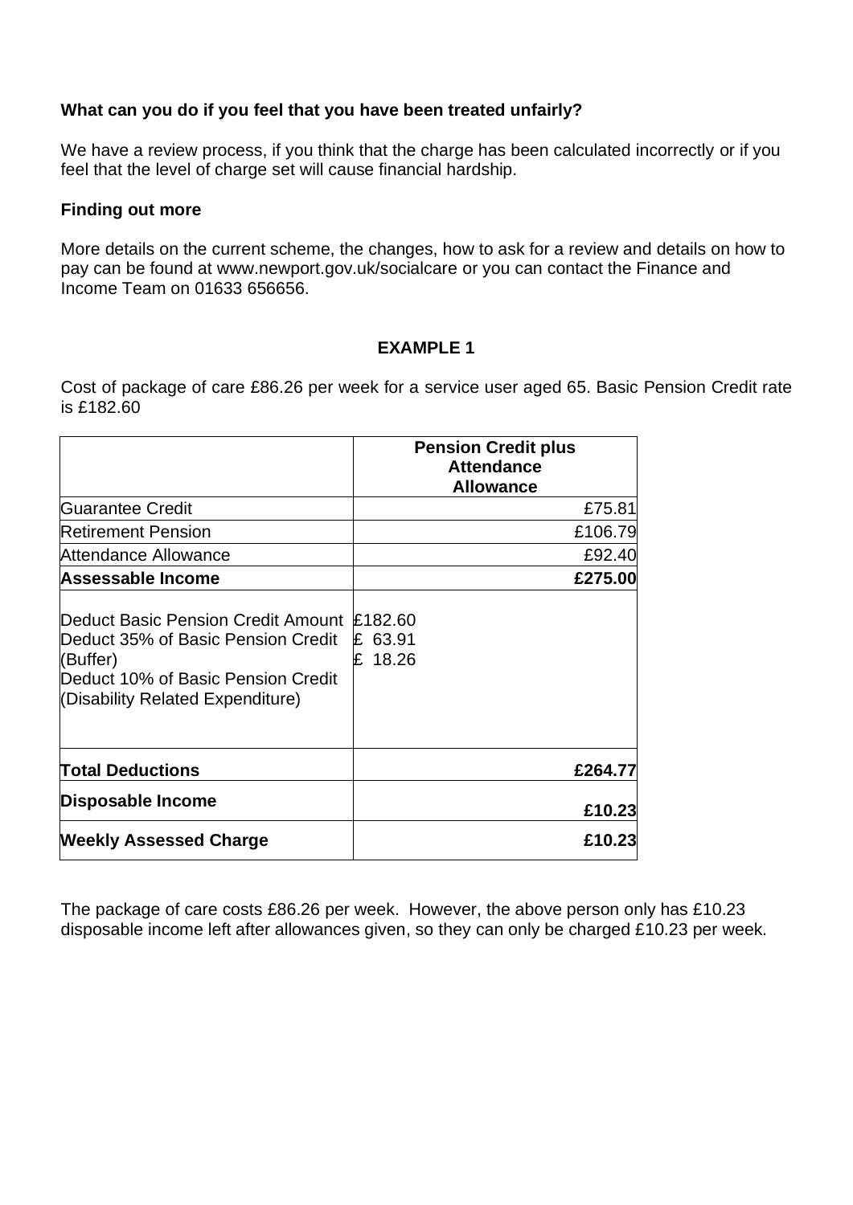**What can you do if you feel that you have been treated unfairly?**

We have a review process, if you think that the charge has been calculated incorrectly or if you feel that the level of charge set will cause financial hardship.

**Finding out more**

More details on the current scheme, the changes, how to ask for a review and details on how to pay can be found at www.newport.gov.uk/socialcare or you can contact the Finance and Income Team on 01633 656656.

## EXAMPLE 1

Cost of package of care £86.26 per week for a service user aged 65. Basic Pension Credit rate is £182.60

| | **Pension Credit plus Attendance Allowance** |
|---|---|
| Guarantee Credit | £75.81 |
| Retirement Pension | £106.79 |
| Attendance Allowance | £92.40 |
| **Assessable Income** | **£275.00** |
| Deduct Basic Pension Credit Amount<br>Deduct 35% of Basic Pension Credit (Buffer)<br>Deduct 10% of Basic Pension Credit (Disability Related Expenditure) | £182.60<br>£ 63.91<br>£ 18.26 |
| **Total Deductions** | **£264.77** |
| **Disposable Income** | **£10.23** |
| **Weekly Assessed Charge** | **£10.23** |

The package of care costs £86.26 per week. However, the above person only has £10.23 disposable income left after allowances given, so they can only be charged £10.23 per week.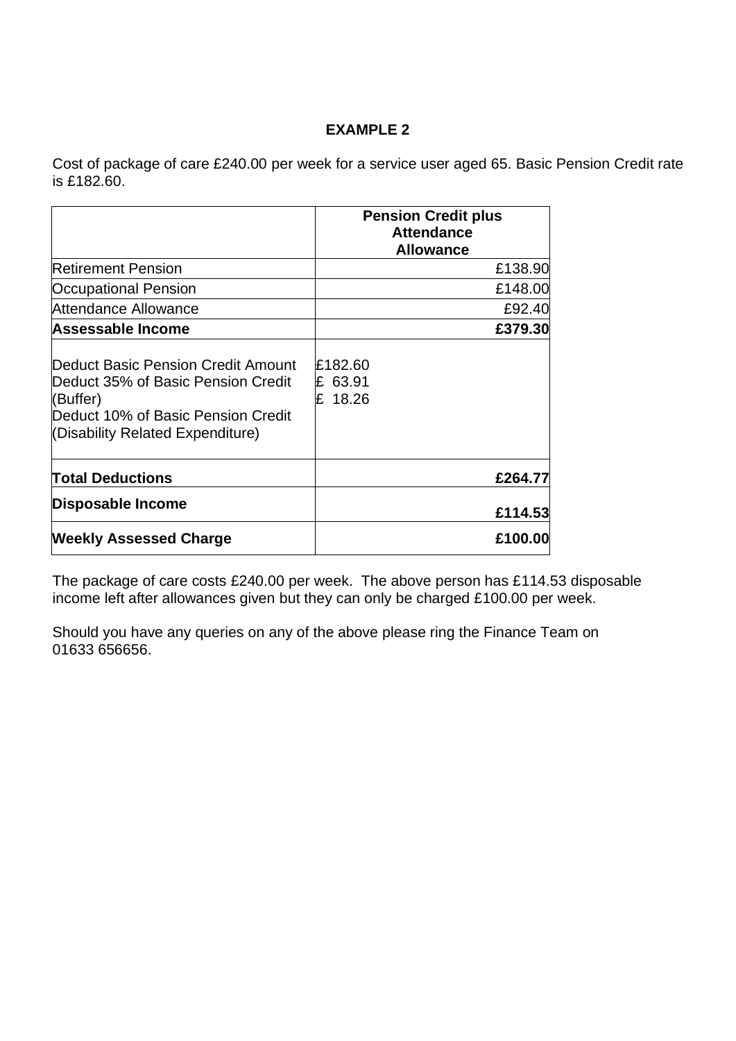## EXAMPLE 2

Cost of package of care £240.00 per week for a service user aged 65. Basic Pension Credit rate is £182.60.

| | Pension Credit plus Attendance Allowance |
|---|---|
| Retirement Pension | £138.90 |
| Occupational Pension | £148.00 |
| Attendance Allowance | £92.40 |
| **Assessable Income** | **£379.30** |
| Deduct Basic Pension Credit Amount<br>Deduct 35% of Basic Pension Credit (Buffer)<br>Deduct 10% of Basic Pension Credit (Disability Related Expenditure) | £182.60<br>£ 63.91<br>£ 18.26 |
| **Total Deductions** | **£264.77** |
| **Disposable Income** | **£114.53** |
| **Weekly Assessed Charge** | **£100.00** |

The package of care costs £240.00 per week. The above person has £114.53 disposable income left after allowances given but they can only be charged £100.00 per week.

Should you have any queries on any of the above please ring the Finance Team on 01633 656656.